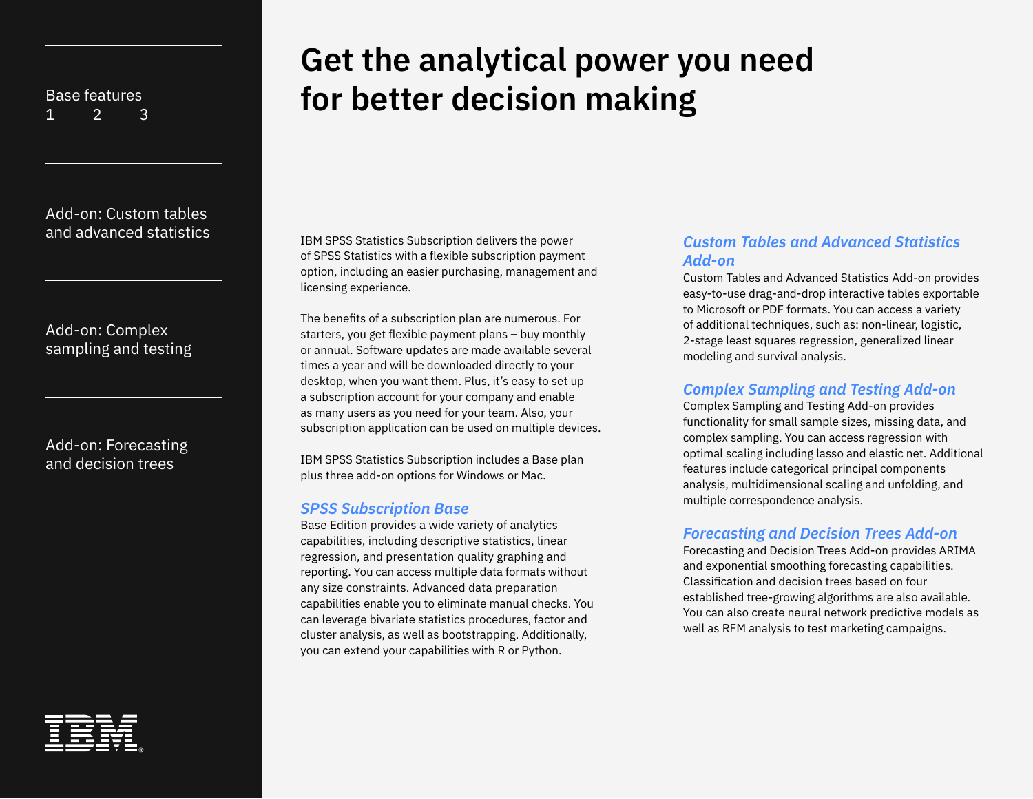Base features
1 2 3

Add-on: Custom tables and advanced statistics

Add-on: Complex sampling and testing

Add-on: Forecasting and decision trees

# Get the analytical power you need for better decision making

IBM SPSS Statistics Subscription delivers the power of SPSS Statistics with a flexible subscription payment option, including an easier purchasing, management and licensing experience.

The benefits of a subscription plan are numerous. For starters, you get flexible payment plans – buy monthly or annual. Software updates are made available several times a year and will be downloaded directly to your desktop, when you want them. Plus, it's easy to set up a subscription account for your company and enable as many users as you need for your team. Also, your subscription application can be used on multiple devices.

IBM SPSS Statistics Subscription includes a Base plan plus three add-on options for Windows or Mac.

### *SPSS Subscription Base*

Base Edition provides a wide variety of analytics capabilities, including descriptive statistics, linear regression, and presentation quality graphing and reporting. You can access multiple data formats without any size constraints. Advanced data preparation capabilities enable you to eliminate manual checks. You can leverage bivariate statistics procedures, factor and cluster analysis, as well as bootstrapping. Additionally, you can extend your capabilities with R or Python.

### *Custom Tables and Advanced Statistics Add-on*

Custom Tables and Advanced Statistics Add-on provides easy-to-use drag-and-drop interactive tables exportable to Microsoft or PDF formats. You can access a variety of additional techniques, such as: non-linear, logistic, 2-stage least squares regression, generalized linear modeling and survival analysis.

### *Complex Sampling and Testing Add-on*

Complex Sampling and Testing Add-on provides functionality for small sample sizes, missing data, and complex sampling. You can access regression with optimal scaling including lasso and elastic net. Additional features include categorical principal components analysis, multidimensional scaling and unfolding, and multiple correspondence analysis.

### *Forecasting and Decision Trees Add-on*

Forecasting and Decision Trees Add-on provides ARIMA and exponential smoothing forecasting capabilities. Classification and decision trees based on four established tree-growing algorithms are also available. You can also create neural network predictive models as well as RFM analysis to test marketing campaigns.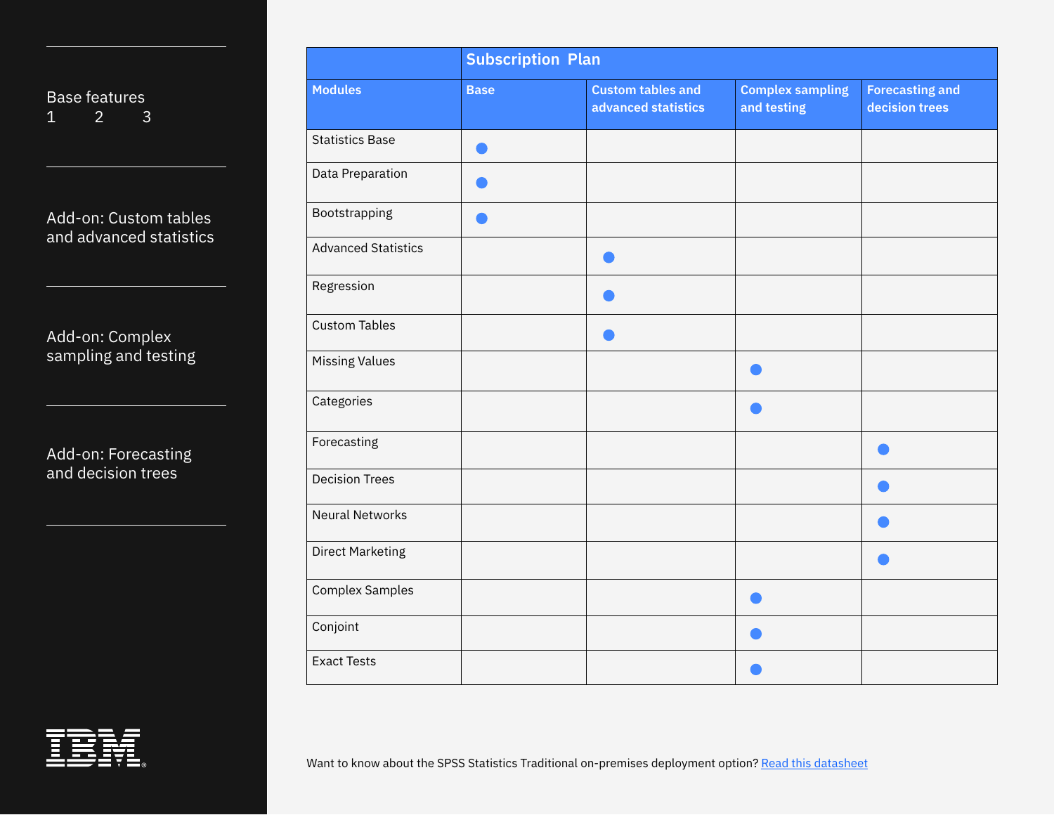Base features
1 2 3

Add-on: Custom tables and advanced statistics

Add-on: Complex sampling and testing

Add-on: Forecasting and decision trees

| | Subscription Plan | | | |
|---|---|---|---|---|
| **Modules** | **Base** | **Custom tables and advanced statistics** | **Complex sampling and testing** | **Forecasting and decision trees** |
| Statistics Base | ● | | | |
| Data Preparation | ● | | | |
| Bootstrapping | ● | | | |
| Advanced Statistics | | ● | | |
| Regression | | ● | | |
| Custom Tables | | ● | | |
| Missing Values | | | ● | |
| Categories | | | ● | |
| Forecasting | | | | ● |
| Decision Trees | | | | ● |
| Neural Networks | | | | ● |
| Direct Marketing | | | | ● |
| Complex Samples | | | ● | |
| Conjoint | | | ● | |
| Exact Tests | | | ● | |

Want to know about the SPSS Statistics Traditional on-premises deployment option? [Read this datasheet]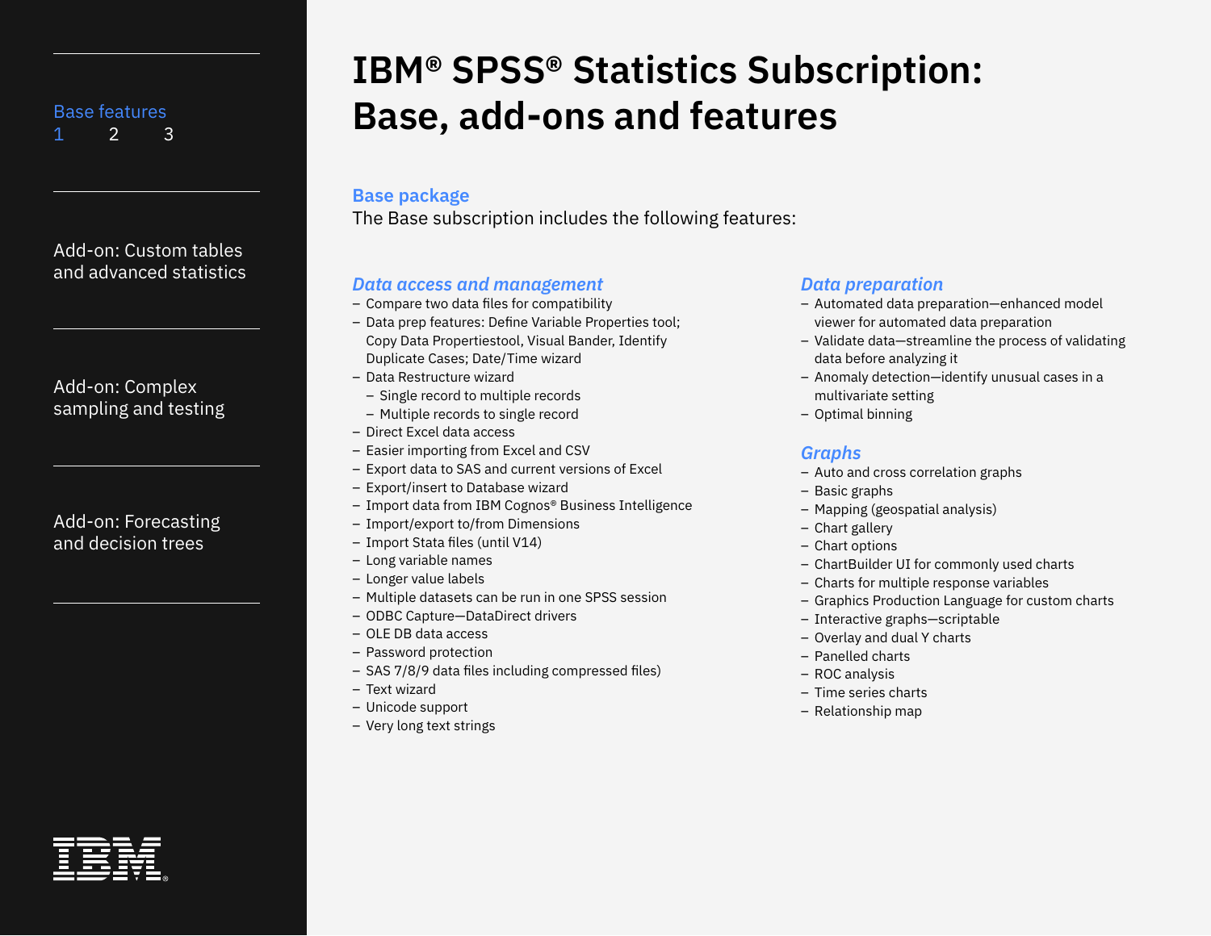# IBM® SPSS® Statistics Subscription: Base, add-ons and features

Base features
1 2 3

Add-on: Custom tables and advanced statistics

Add-on: Complex sampling and testing

Add-on: Forecasting and decision trees

## Base package

The Base subscription includes the following features:

### *Data access and management*

- Compare two data files for compatibility
- Data prep features: Define Variable Properties tool; Copy Data Propertiestool, Visual Bander, Identify Duplicate Cases; Date/Time wizard
- Data Restructure wizard
  - Single record to multiple records
  - Multiple records to single record
- Direct Excel data access
- Easier importing from Excel and CSV
- Export data to SAS and current versions of Excel
- Export/insert to Database wizard
- Import data from IBM Cognos® Business Intelligence
- Import/export to/from Dimensions
- Import Stata files (until V14)
- Long variable names
- Longer value labels
- Multiple datasets can be run in one SPSS session
- ODBC Capture—DataDirect drivers
- OLE DB data access
- Password protection
- SAS 7/8/9 data files including compressed files)
- Text wizard
- Unicode support
- Very long text strings

### *Data preparation*

- Automated data preparation—enhanced model viewer for automated data preparation
- Validate data—streamline the process of validating data before analyzing it
- Anomaly detection—identify unusual cases in a multivariate setting
- Optimal binning

### *Graphs*

- Auto and cross correlation graphs
- Basic graphs
- Mapping (geospatial analysis)
- Chart gallery
- Chart options
- ChartBuilder UI for commonly used charts
- Charts for multiple response variables
- Graphics Production Language for custom charts
- Interactive graphs—scriptable
- Overlay and dual Y charts
- Panelled charts
- ROC analysis
- Time series charts
- Relationship map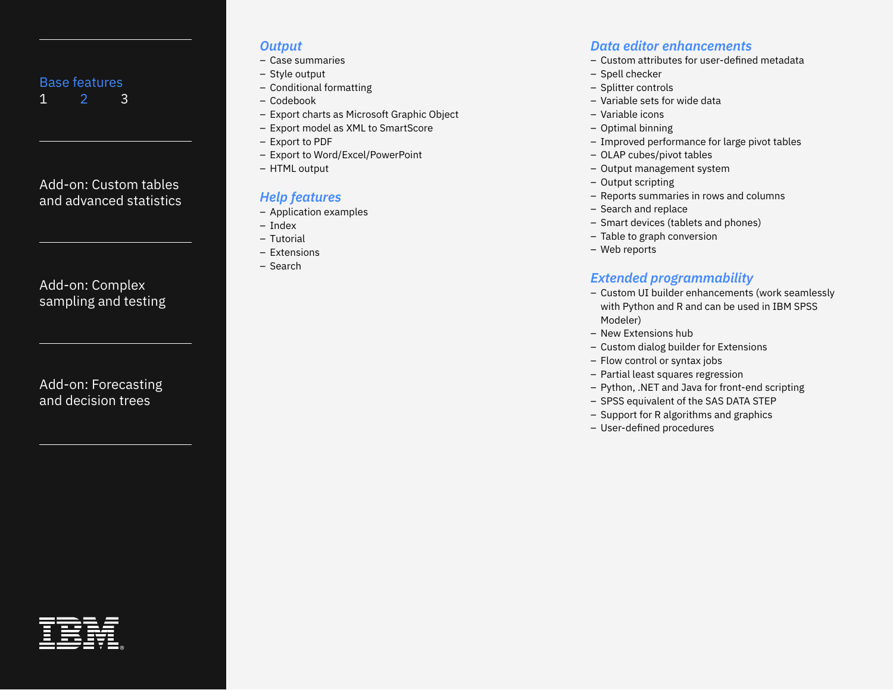Base features
1 2 3

Add-on: Custom tables and advanced statistics

Add-on: Complex sampling and testing

Add-on: Forecasting and decision trees

## *Output*

- Case summaries
- Style output
- Conditional formatting
- Codebook
- Export charts as Microsoft Graphic Object
- Export model as XML to SmartScore
- Export to PDF
- Export to Word/Excel/PowerPoint
- HTML output

## *Help features*

- Application examples
- Index
- Tutorial
- Extensions
- Search

## *Data editor enhancements*

- Custom attributes for user-defined metadata
- Spell checker
- Splitter controls
- Variable sets for wide data
- Variable icons
- Optimal binning
- Improved performance for large pivot tables
- OLAP cubes/pivot tables
- Output management system
- Output scripting
- Reports summaries in rows and columns
- Search and replace
- Smart devices (tablets and phones)
- Table to graph conversion
- Web reports

## *Extended programmability*

- Custom UI builder enhancements (work seamlessly with Python and R and can be used in IBM SPSS Modeler)
- New Extensions hub
- Custom dialog builder for Extensions
- Flow control or syntax jobs
- Partial least squares regression
- Python, .NET and Java for front-end scripting
- SPSS equivalent of the SAS DATA STEP
- Support for R algorithms and graphics
- User-defined procedures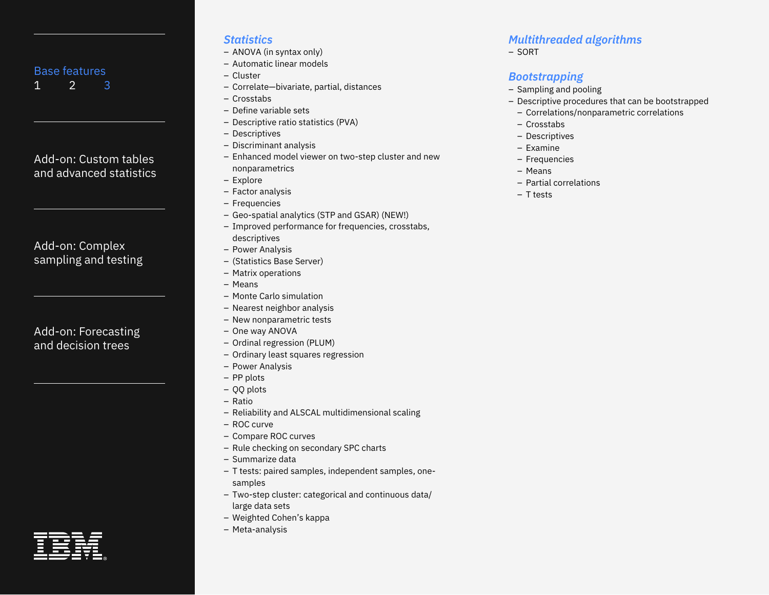Base features
1 2 3

Add-on: Custom tables and advanced statistics

Add-on: Complex sampling and testing

Add-on: Forecasting and decision trees

### *Statistics*

- ANOVA (in syntax only)
- Automatic linear models
- Cluster
- Correlate—bivariate, partial, distances
- Crosstabs
- Define variable sets
- Descriptive ratio statistics (PVA)
- Descriptives
- Discriminant analysis
- Enhanced model viewer on two-step cluster and new nonparametrics
- Explore
- Factor analysis
- Frequencies
- Geo-spatial analytics (STP and GSAR) (NEW!)
- Improved performance for frequencies, crosstabs, descriptives
- Power Analysis
- (Statistics Base Server)
- Matrix operations
- Means
- Monte Carlo simulation
- Nearest neighbor analysis
- New nonparametric tests
- One way ANOVA
- Ordinal regression (PLUM)
- Ordinary least squares regression
- Power Analysis
- PP plots
- QQ plots
- Ratio
- Reliability and ALSCAL multidimensional scaling
- ROC curve
- Compare ROC curves
- Rule checking on secondary SPC charts
- Summarize data
- T tests: paired samples, independent samples, one-samples
- Two-step cluster: categorical and continuous data/ large data sets
- Weighted Cohen's kappa
- Meta-analysis

### *Multithreaded algorithms*

- SORT

### *Bootstrapping*

- Sampling and pooling
- Descriptive procedures that can be bootstrapped
  - Correlations/nonparametric correlations
  - Crosstabs
  - Descriptives
  - Examine
  - Frequencies
  - Means
  - Partial correlations
  - T tests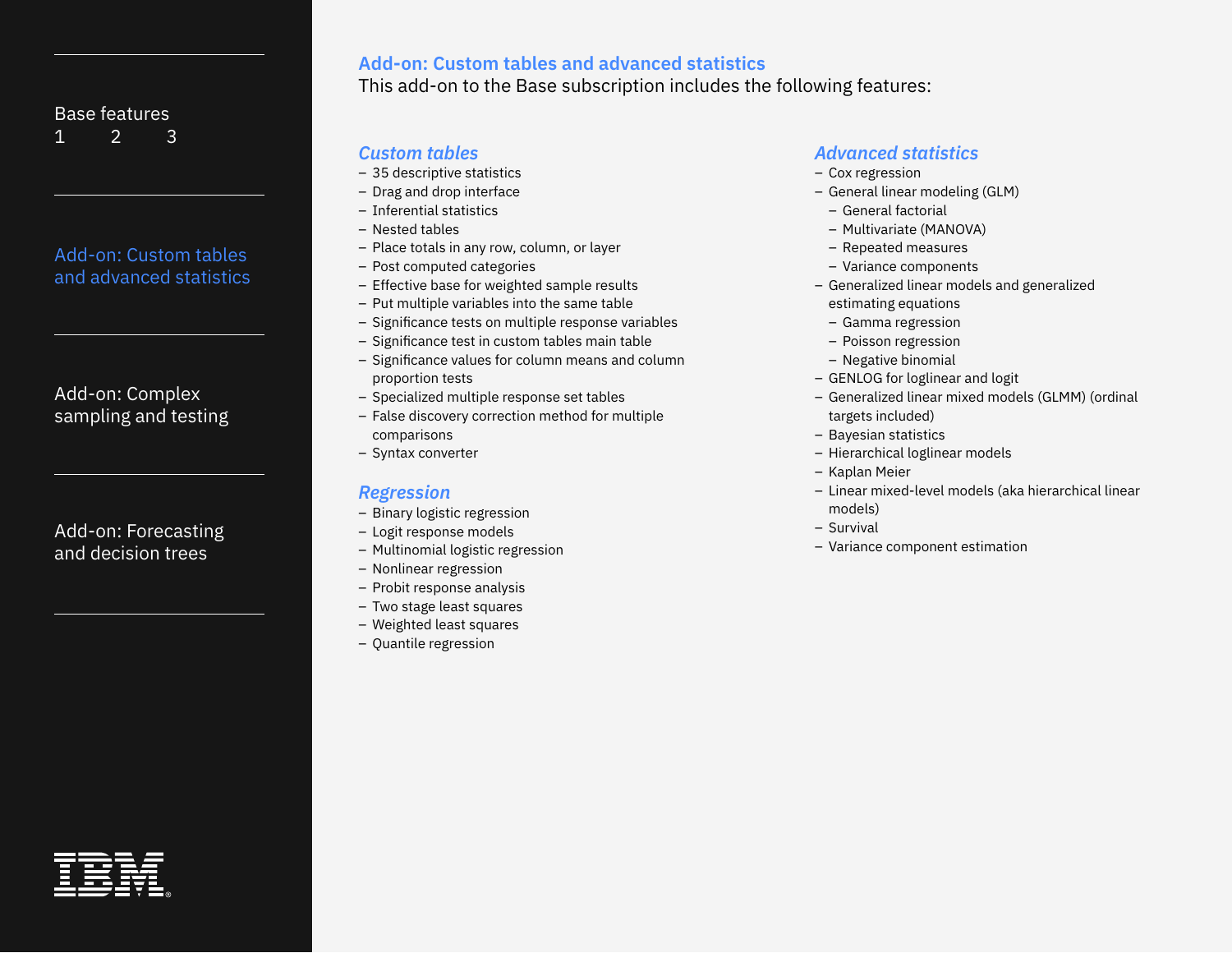## Add-on: Custom tables and advanced statistics

This add-on to the Base subscription includes the following features:

### *Custom tables*

- 35 descriptive statistics
- Drag and drop interface
- Inferential statistics
- Nested tables
- Place totals in any row, column, or layer
- Post computed categories
- Effective base for weighted sample results
- Put multiple variables into the same table
- Significance tests on multiple response variables
- Significance test in custom tables main table
- Significance values for column means and column proportion tests
- Specialized multiple response set tables
- False discovery correction method for multiple comparisons
- Syntax converter

### *Regression*

- Binary logistic regression
- Logit response models
- Multinomial logistic regression
- Nonlinear regression
- Probit response analysis
- Two stage least squares
- Weighted least squares
- Quantile regression

### *Advanced statistics*

- Cox regression
- General linear modeling (GLM)
  - General factorial
  - Multivariate (MANOVA)
  - Repeated measures
  - Variance components
- Generalized linear models and generalized estimating equations
  - Gamma regression
  - Poisson regression
  - Negative binomial
- GENLOG for loglinear and logit
- Generalized linear mixed models (GLMM) (ordinal targets included)
- Bayesian statistics
- Hierarchical loglinear models
- Kaplan Meier
- Linear mixed-level models (aka hierarchical linear models)
- Survival
- Variance component estimation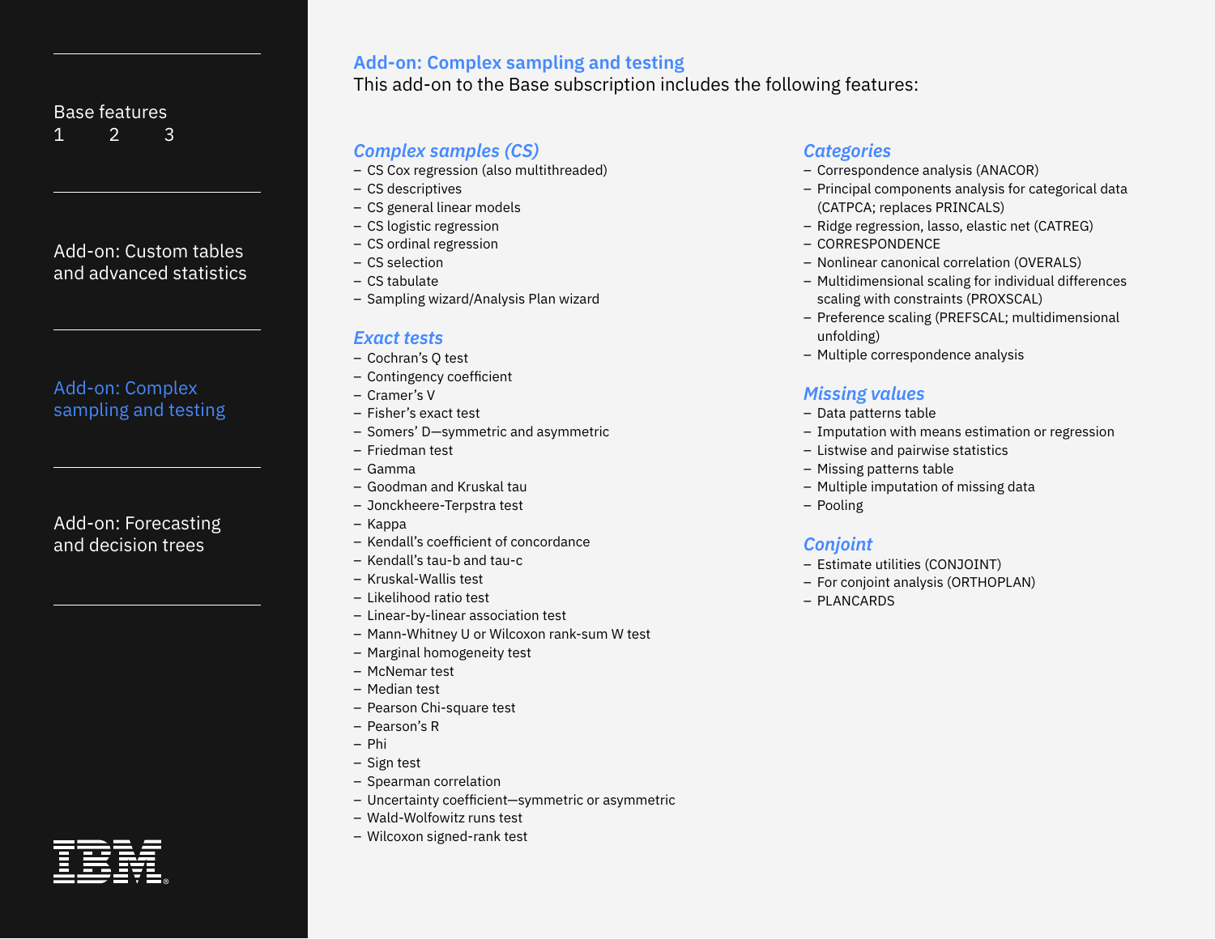## Add-on: Complex sampling and testing

This add-on to the Base subscription includes the following features:

### *Complex samples (CS)*

- CS Cox regression (also multithreaded)
- CS descriptives
- CS general linear models
- CS logistic regression
- CS ordinal regression
- CS selection
- CS tabulate
- Sampling wizard/Analysis Plan wizard

### *Exact tests*

- Cochran's Q test
- Contingency coefficient
- Cramer's V
- Fisher's exact test
- Somers' D—symmetric and asymmetric
- Friedman test
- Gamma
- Goodman and Kruskal tau
- Jonckheere-Terpstra test
- Kappa
- Kendall's coefficient of concordance
- Kendall's tau-b and tau-c
- Kruskal-Wallis test
- Likelihood ratio test
- Linear-by-linear association test
- Mann-Whitney U or Wilcoxon rank-sum W test
- Marginal homogeneity test
- McNemar test
- Median test
- Pearson Chi-square test
- Pearson's R
- Phi
- Sign test
- Spearman correlation
- Uncertainty coefficient—symmetric or asymmetric
- Wald-Wolfowitz runs test
- Wilcoxon signed-rank test

### *Categories*

- Correspondence analysis (ANACOR)
- Principal components analysis for categorical data (CATPCA; replaces PRINCALS)
- Ridge regression, lasso, elastic net (CATREG)
- CORRESPONDENCE
- Nonlinear canonical correlation (OVERALS)
- Multidimensional scaling for individual differences scaling with constraints (PROXSCAL)
- Preference scaling (PREFSCAL; multidimensional unfolding)
- Multiple correspondence analysis

### *Missing values*

- Data patterns table
- Imputation with means estimation or regression
- Listwise and pairwise statistics
- Missing patterns table
- Multiple imputation of missing data
- Pooling

### *Conjoint*

- Estimate utilities (CONJOINT)
- For conjoint analysis (ORTHOPLAN)
- PLANCARDS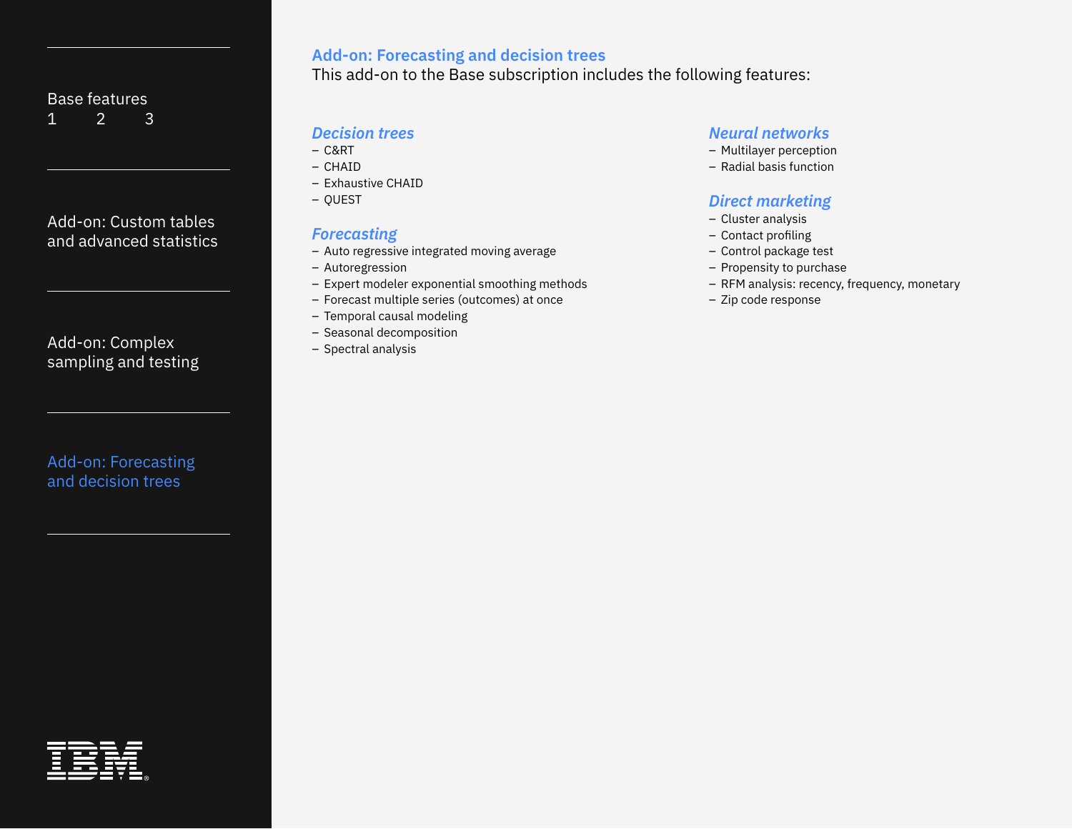## Add-on: Forecasting and decision trees

This add-on to the Base subscription includes the following features:

### *Decision trees*

- C&RT
- CHAID
- Exhaustive CHAID
- QUEST

### *Forecasting*

- Auto regressive integrated moving average
- Autoregression
- Expert modeler exponential smoothing methods
- Forecast multiple series (outcomes) at once
- Temporal causal modeling
- Seasonal decomposition
- Spectral analysis

### *Neural networks*

- Multilayer perception
- Radial basis function

### *Direct marketing*

- Cluster analysis
- Contact profiling
- Control package test
- Propensity to purchase
- RFM analysis: recency, frequency, monetary
- Zip code response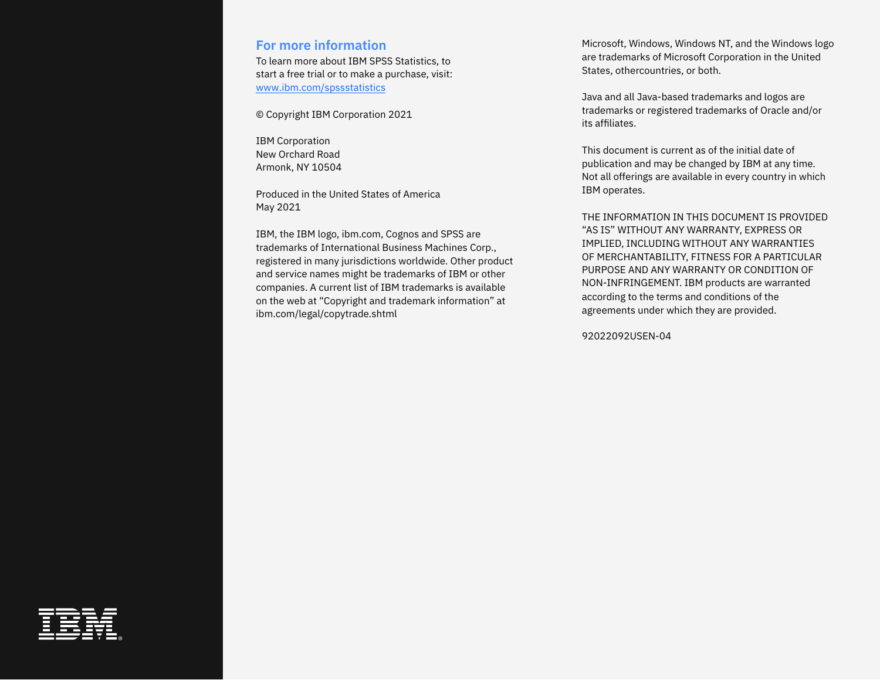## For more information

To learn more about IBM SPSS Statistics, to start a free trial or to make a purchase, visit: www.ibm.com/spssstatistics

© Copyright IBM Corporation 2021

IBM Corporation
New Orchard Road
Armonk, NY 10504

Produced in the United States of America
May 2021

IBM, the IBM logo, ibm.com, Cognos and SPSS are trademarks of International Business Machines Corp., registered in many jurisdictions worldwide. Other product and service names might be trademarks of IBM or other companies. A current list of IBM trademarks is available on the web at "Copyright and trademark information" at ibm.com/legal/copytrade.shtml

Microsoft, Windows, Windows NT, and the Windows logo are trademarks of Microsoft Corporation in the United States, othercountries, or both.

Java and all Java-based trademarks and logos are trademarks or registered trademarks of Oracle and/or its affiliates.

This document is current as of the initial date of publication and may be changed by IBM at any time. Not all offerings are available in every country in which IBM operates.

THE INFORMATION IN THIS DOCUMENT IS PROVIDED "AS IS" WITHOUT ANY WARRANTY, EXPRESS OR IMPLIED, INCLUDING WITHOUT ANY WARRANTIES OF MERCHANTABILITY, FITNESS FOR A PARTICULAR PURPOSE AND ANY WARRANTY OR CONDITION OF NON-INFRINGEMENT. IBM products are warranted according to the terms and conditions of the agreements under which they are provided.

92022092USEN-04